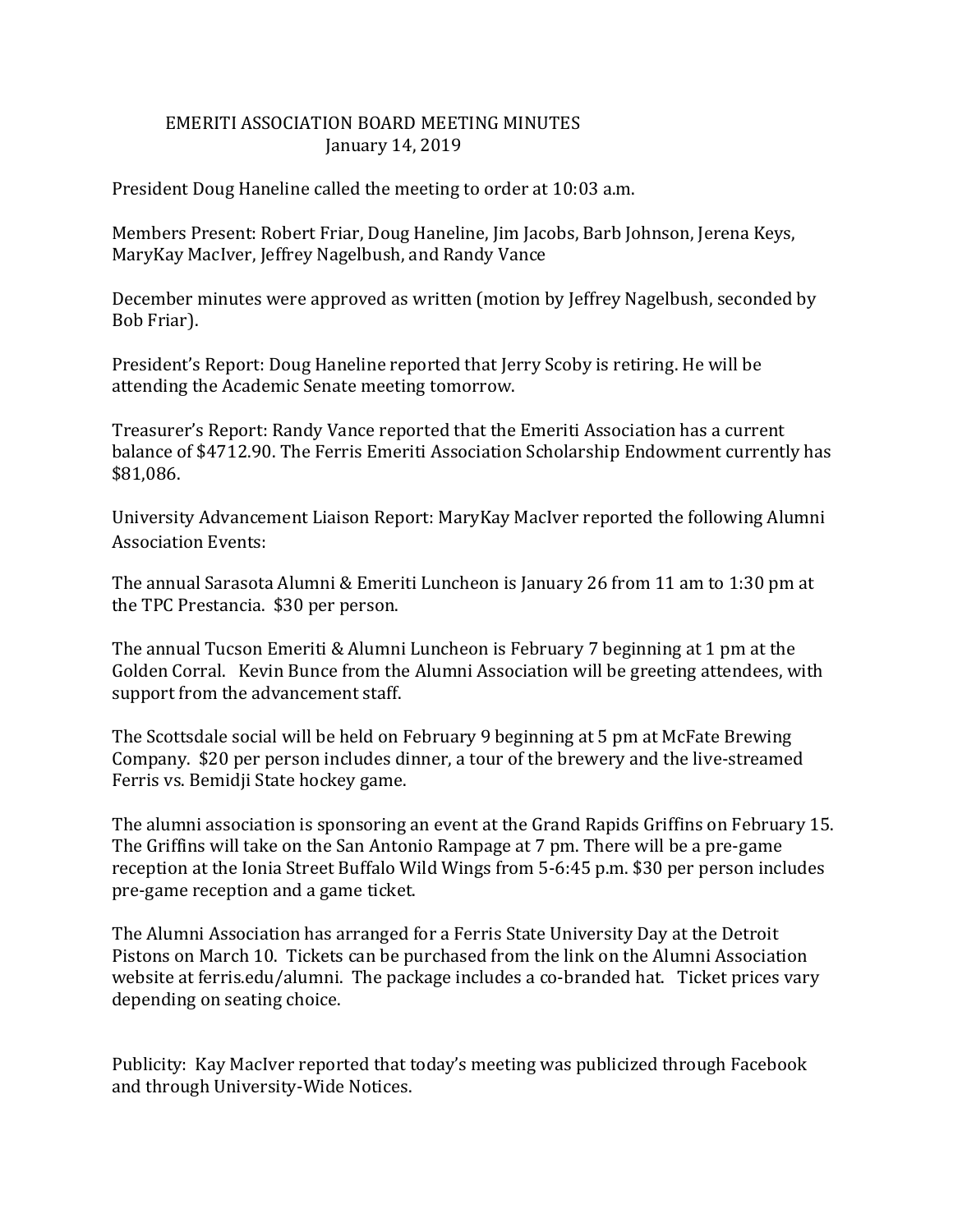# EMERITI ASSOCIATION BOARD MEETING MINUTES
## January 14, 2019

President Doug Haneline called the meeting to order at 10:03 a.m.

Members Present: Robert Friar, Doug Haneline, Jim Jacobs, Barb Johnson, Jerena Keys, MaryKay MacIver, Jeffrey Nagelbush, and Randy Vance

December minutes were approved as written (motion by Jeffrey Nagelbush, seconded by Bob Friar).

President's Report: Doug Haneline reported that Jerry Scoby is retiring. He will be attending the Academic Senate meeting tomorrow.

Treasurer's Report: Randy Vance reported that the Emeriti Association has a current balance of $4712.90. The Ferris Emeriti Association Scholarship Endowment currently has $81,086.

University Advancement Liaison Report: MaryKay MacIver reported the following Alumni Association Events:

The annual Sarasota Alumni & Emeriti Luncheon is January 26 from 11 am to 1:30 pm at the TPC Prestancia. $30 per person.

The annual Tucson Emeriti & Alumni Luncheon is February 7 beginning at 1 pm at the Golden Corral. Kevin Bunce from the Alumni Association will be greeting attendees, with support from the advancement staff.

The Scottsdale social will be held on February 9 beginning at 5 pm at McFate Brewing Company. $20 per person includes dinner, a tour of the brewery and the live-streamed Ferris vs. Bemidji State hockey game.

The alumni association is sponsoring an event at the Grand Rapids Griffins on February 15. The Griffins will take on the San Antonio Rampage at 7 pm. There will be a pre-game reception at the Ionia Street Buffalo Wild Wings from 5-6:45 p.m. $30 per person includes pre-game reception and a game ticket.

The Alumni Association has arranged for a Ferris State University Day at the Detroit Pistons on March 10. Tickets can be purchased from the link on the Alumni Association website at ferris.edu/alumni. The package includes a co-branded hat. Ticket prices vary depending on seating choice.

Publicity: Kay MacIver reported that today's meeting was publicized through Facebook and through University-Wide Notices.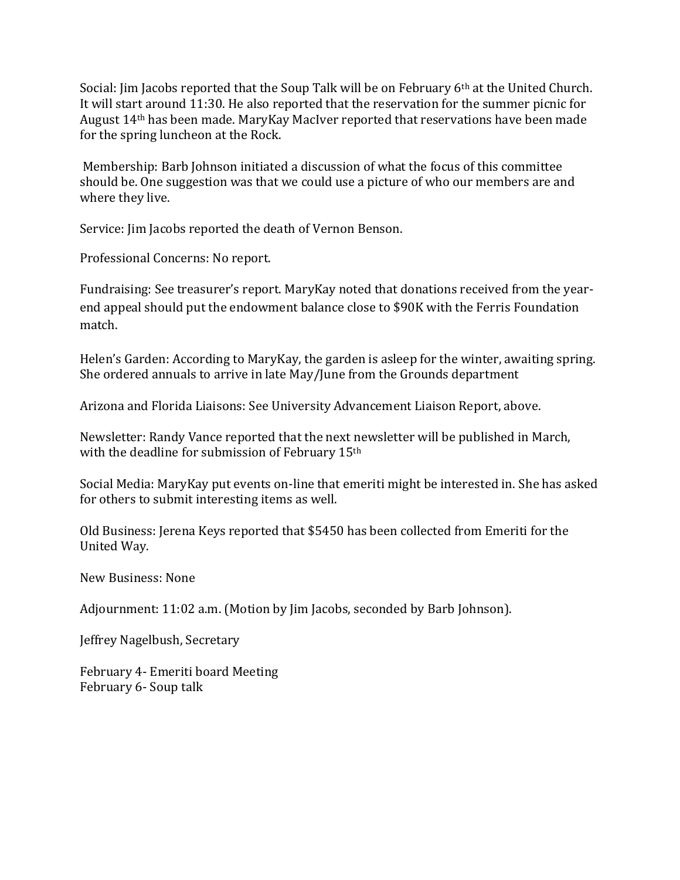Social: Jim Jacobs reported that the Soup Talk will be on February 6th at the United Church. It will start around 11:30. He also reported that the reservation for the summer picnic for August 14th has been made. MaryKay MacIver reported that reservations have been made for the spring luncheon at the Rock.

Membership: Barb Johnson initiated a discussion of what the focus of this committee should be. One suggestion was that we could use a picture of who our members are and where they live.

Service: Jim Jacobs reported the death of Vernon Benson.

Professional Concerns: No report.

Fundraising: See treasurer's report. MaryKay noted that donations received from the year-end appeal should put the endowment balance close to $90K with the Ferris Foundation match.

Helen's Garden: According to MaryKay, the garden is asleep for the winter, awaiting spring. She ordered annuals to arrive in late May/June from the Grounds department

Arizona and Florida Liaisons: See University Advancement Liaison Report, above.

Newsletter: Randy Vance reported that the next newsletter will be published in March, with the deadline for submission of February 15th

Social Media: MaryKay put events on-line that emeriti might be interested in. She has asked for others to submit interesting items as well.

Old Business: Jerena Keys reported that $5450 has been collected from Emeriti for the United Way.

New Business: None

Adjournment: 11:02 a.m. (Motion by Jim Jacobs, seconded by Barb Johnson).

Jeffrey Nagelbush, Secretary

February 4- Emeriti board Meeting
February 6- Soup talk